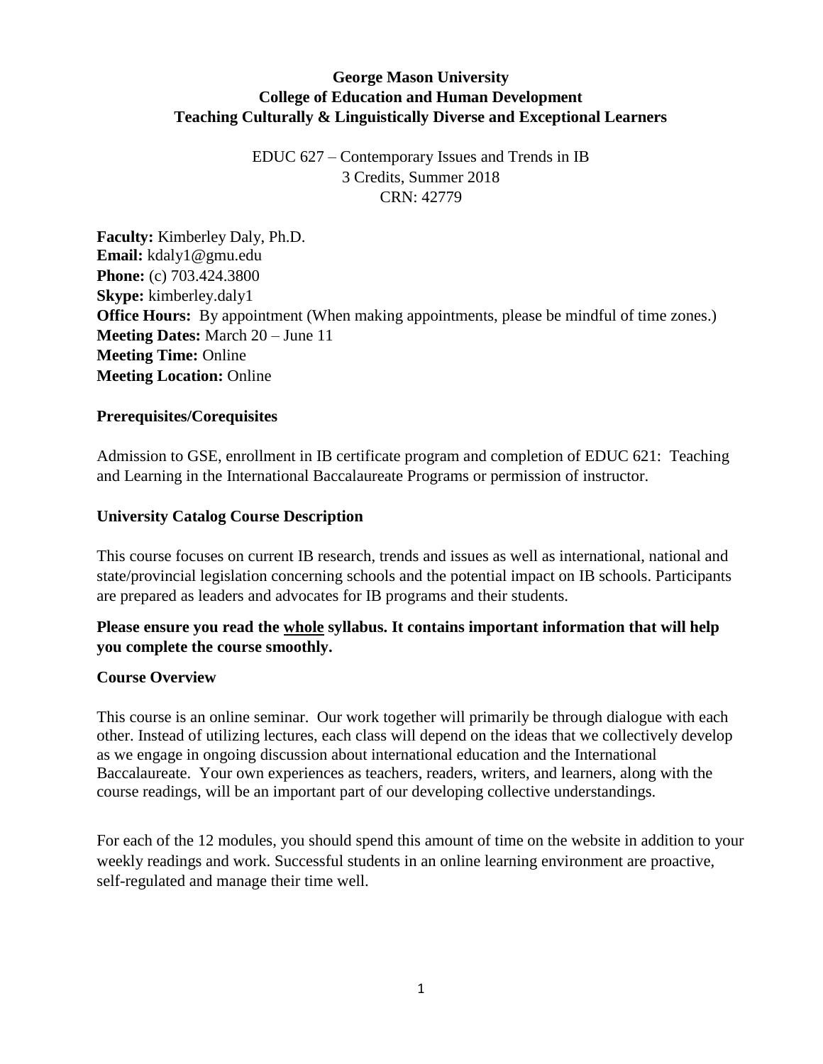# George Mason University
## College of Education and Human Development
## Teaching Culturally & Linguistically Diverse and Exceptional Learners

EDUC 627 – Contemporary Issues and Trends in IB
3 Credits, Summer 2018
CRN: 42779

**Faculty:** Kimberley Daly, Ph.D.
**Email:** kdaly1@gmu.edu
**Phone:** (c) 703.424.3800
**Skype:** kimberley.daly1
**Office Hours:** By appointment (When making appointments, please be mindful of time zones.)
**Meeting Dates:** March 20 – June 11
**Meeting Time:** Online
**Meeting Location:** Online

### Prerequisites/Corequisites

Admission to GSE, enrollment in IB certificate program and completion of EDUC 621: Teaching and Learning in the International Baccalaureate Programs or permission of instructor.

### University Catalog Course Description

This course focuses on current IB research, trends and issues as well as international, national and state/provincial legislation concerning schools and the potential impact on IB schools. Participants are prepared as leaders and advocates for IB programs and their students.

**Please ensure you read the whole syllabus. It contains important information that will help you complete the course smoothly.**

### Course Overview

This course is an online seminar. Our work together will primarily be through dialogue with each other. Instead of utilizing lectures, each class will depend on the ideas that we collectively develop as we engage in ongoing discussion about international education and the International Baccalaureate. Your own experiences as teachers, readers, writers, and learners, along with the course readings, will be an important part of our developing collective understandings.

For each of the 12 modules, you should spend this amount of time on the website in addition to your weekly readings and work. Successful students in an online learning environment are proactive, self-regulated and manage their time well.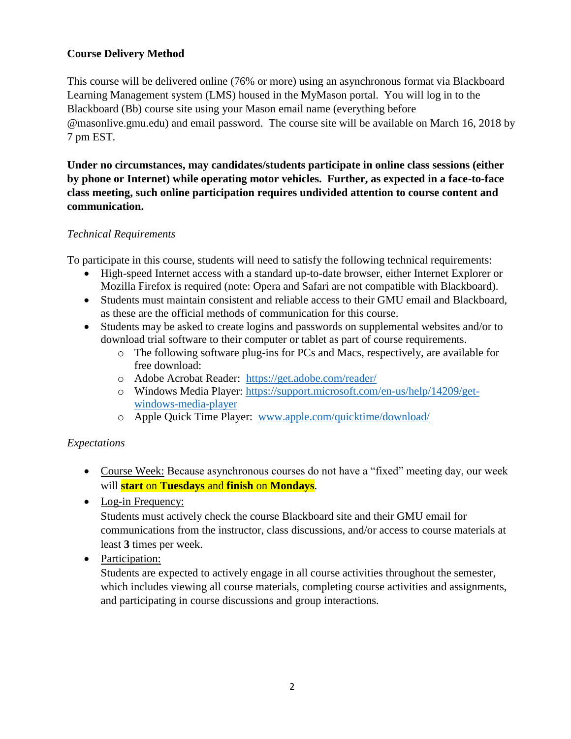**Course Delivery Method**

This course will be delivered online (76% or more) using an asynchronous format via Blackboard Learning Management system (LMS) housed in the MyMason portal. You will log in to the Blackboard (Bb) course site using your Mason email name (everything before @masonlive.gmu.edu) and email password. The course site will be available on March 16, 2018 by 7 pm EST.

**Under no circumstances, may candidates/students participate in online class sessions (either by phone or Internet) while operating motor vehicles. Further, as expected in a face-to-face class meeting, such online participation requires undivided attention to course content and communication.**

*Technical Requirements*

To participate in this course, students will need to satisfy the following technical requirements:

- High-speed Internet access with a standard up-to-date browser, either Internet Explorer or Mozilla Firefox is required (note: Opera and Safari are not compatible with Blackboard).
- Students must maintain consistent and reliable access to their GMU email and Blackboard, as these are the official methods of communication for this course.
- Students may be asked to create logins and passwords on supplemental websites and/or to download trial software to their computer or tablet as part of course requirements.
  - The following software plug-ins for PCs and Macs, respectively, are available for free download:
  - Adobe Acrobat Reader: https://get.adobe.com/reader/
  - Windows Media Player: https://support.microsoft.com/en-us/help/14209/get-windows-media-player
  - Apple Quick Time Player: www.apple.com/quicktime/download/

*Expectations*

- Course Week: Because asynchronous courses do not have a "fixed" meeting day, our week will **start** on **Tuesdays** and **finish** on **Mondays**.
- Log-in Frequency:
  Students must actively check the course Blackboard site and their GMU email for communications from the instructor, class discussions, and/or access to course materials at least **3** times per week.
- Participation:
  Students are expected to actively engage in all course activities throughout the semester, which includes viewing all course materials, completing course activities and assignments, and participating in course discussions and group interactions.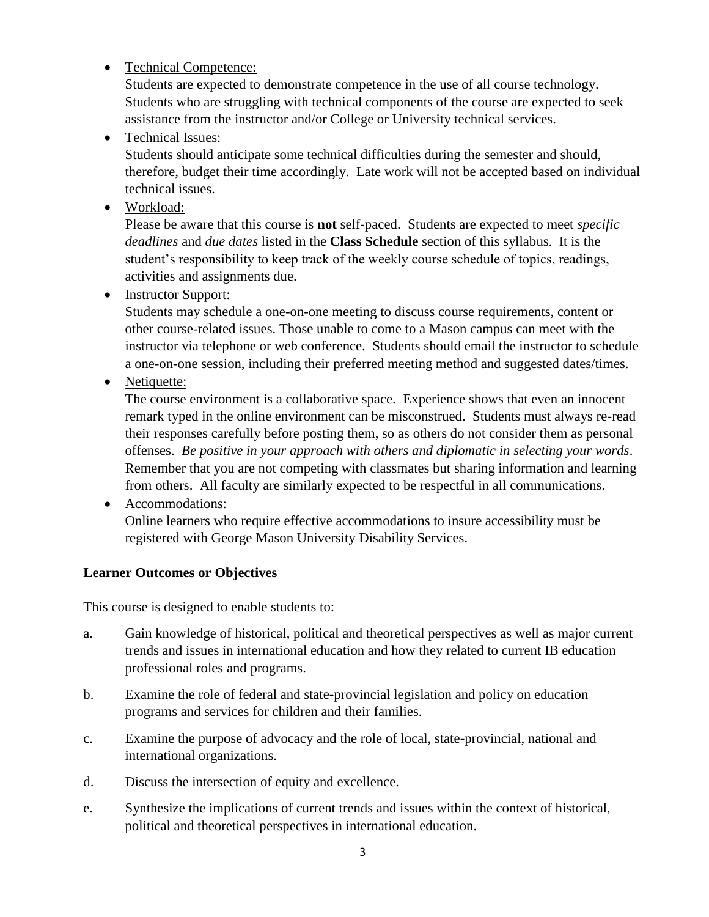- Technical Competence:
  Students are expected to demonstrate competence in the use of all course technology. Students who are struggling with technical components of the course are expected to seek assistance from the instructor and/or College or University technical services.
- Technical Issues:
  Students should anticipate some technical difficulties during the semester and should, therefore, budget their time accordingly. Late work will not be accepted based on individual technical issues.
- Workload:
  Please be aware that this course is **not** self-paced. Students are expected to meet *specific deadlines* and *due dates* listed in the **Class Schedule** section of this syllabus. It is the student's responsibility to keep track of the weekly course schedule of topics, readings, activities and assignments due.
- Instructor Support:
  Students may schedule a one-on-one meeting to discuss course requirements, content or other course-related issues. Those unable to come to a Mason campus can meet with the instructor via telephone or web conference. Students should email the instructor to schedule a one-on-one session, including their preferred meeting method and suggested dates/times.
- Netiquette:
  The course environment is a collaborative space. Experience shows that even an innocent remark typed in the online environment can be misconstrued. Students must always re-read their responses carefully before posting them, so as others do not consider them as personal offenses. *Be positive in your approach with others and diplomatic in selecting your words*. Remember that you are not competing with classmates but sharing information and learning from others. All faculty are similarly expected to be respectful in all communications.
- Accommodations:
  Online learners who require effective accommodations to insure accessibility must be registered with George Mason University Disability Services.

**Learner Outcomes or Objectives**

This course is designed to enable students to:

a. Gain knowledge of historical, political and theoretical perspectives as well as major current trends and issues in international education and how they related to current IB education professional roles and programs.

b. Examine the role of federal and state-provincial legislation and policy on education programs and services for children and their families.

c. Examine the purpose of advocacy and the role of local, state-provincial, national and international organizations.

d. Discuss the intersection of equity and excellence.

e. Synthesize the implications of current trends and issues within the context of historical, political and theoretical perspectives in international education.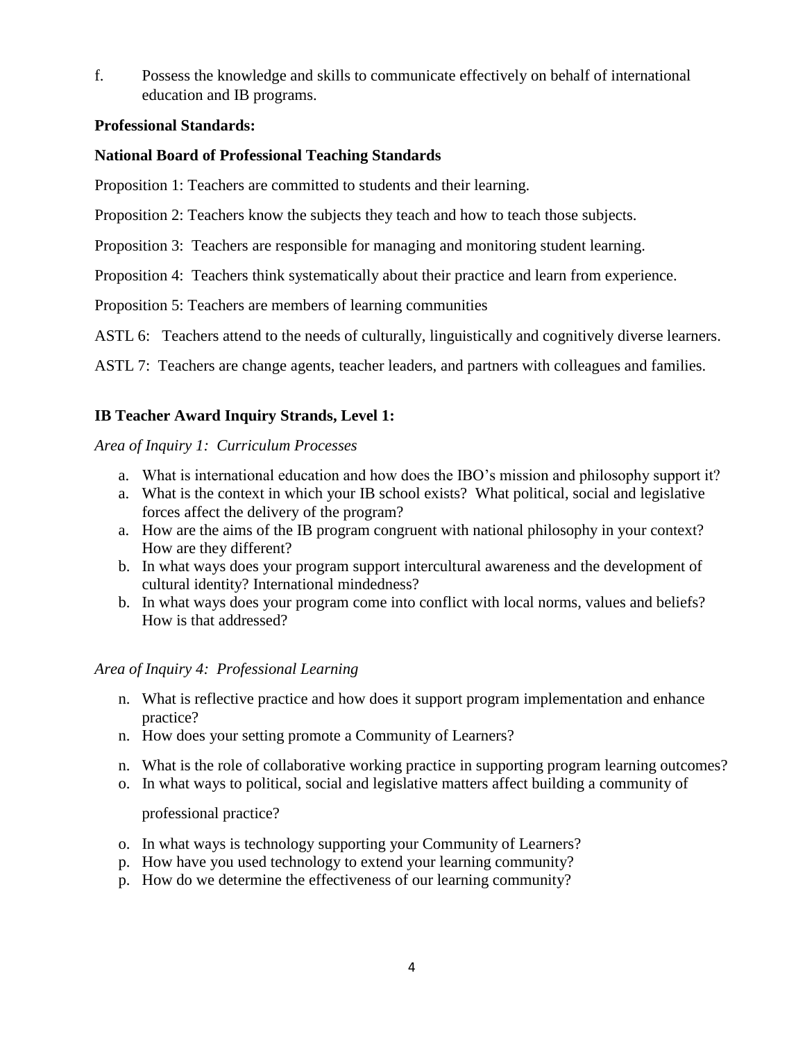f. Possess the knowledge and skills to communicate effectively on behalf of international education and IB programs.

**Professional Standards:**

**National Board of Professional Teaching Standards**

Proposition 1: Teachers are committed to students and their learning.

Proposition 2: Teachers know the subjects they teach and how to teach those subjects.

Proposition 3: Teachers are responsible for managing and monitoring student learning.

Proposition 4: Teachers think systematically about their practice and learn from experience.

Proposition 5: Teachers are members of learning communities

ASTL 6: Teachers attend to the needs of culturally, linguistically and cognitively diverse learners.

ASTL 7: Teachers are change agents, teacher leaders, and partners with colleagues and families.

**IB Teacher Award Inquiry Strands, Level 1:**

*Area of Inquiry 1: Curriculum Processes*

a. What is international education and how does the IBO's mission and philosophy support it?
a. What is the context in which your IB school exists? What political, social and legislative forces affect the delivery of the program?
a. How are the aims of the IB program congruent with national philosophy in your context? How are they different?
b. In what ways does your program support intercultural awareness and the development of cultural identity? International mindedness?
b. In what ways does your program come into conflict with local norms, values and beliefs? How is that addressed?

*Area of Inquiry 4: Professional Learning*

n. What is reflective practice and how does it support program implementation and enhance practice?
n. How does your setting promote a Community of Learners?
n. What is the role of collaborative working practice in supporting program learning outcomes?
o. In what ways to political, social and legislative matters affect building a community of professional practice?
o. In what ways is technology supporting your Community of Learners?
p. How have you used technology to extend your learning community?
p. How do we determine the effectiveness of our learning community?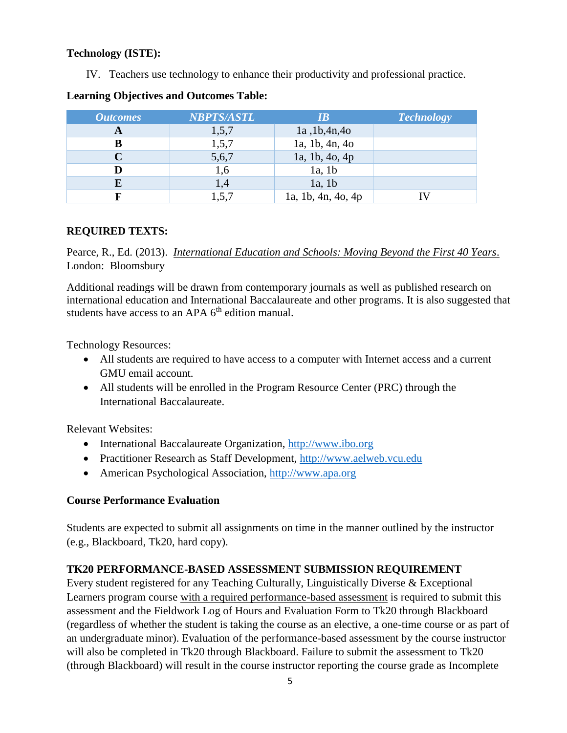**Technology (ISTE):**

IV. Teachers use technology to enhance their productivity and professional practice.

**Learning Objectives and Outcomes Table:**

| *Outcomes* | *NBPTS/ASTL* | *IB* | *Technology* |
|---|---|---|---|
| **A** | 1,5,7 | 1a ,1b,4n,4o | |
| **B** | 1,5,7 | 1a, 1b, 4n, 4o | |
| **C** | 5,6,7 | 1a, 1b, 4o, 4p | |
| **D** | 1,6 | 1a, 1b | |
| **E** | 1,4 | 1a, 1b | |
| **F** | 1,5,7 | 1a, 1b, 4n, 4o, 4p | IV |

**REQUIRED TEXTS:**

Pearce, R., Ed. (2013). *International Education and Schools: Moving Beyond the First 40 Years*. London: Bloomsbury

Additional readings will be drawn from contemporary journals as well as published research on international education and International Baccalaureate and other programs. It is also suggested that students have access to an APA 6th edition manual.

Technology Resources:

- All students are required to have access to a computer with Internet access and a current GMU email account.
- All students will be enrolled in the Program Resource Center (PRC) through the International Baccalaureate.

Relevant Websites:

- International Baccalaureate Organization, http://www.ibo.org
- Practitioner Research as Staff Development, http://www.aelweb.vcu.edu
- American Psychological Association, http://www.apa.org

**Course Performance Evaluation**

Students are expected to submit all assignments on time in the manner outlined by the instructor (e.g., Blackboard, Tk20, hard copy).

**TK20 PERFORMANCE-BASED ASSESSMENT SUBMISSION REQUIREMENT**

Every student registered for any Teaching Culturally, Linguistically Diverse & Exceptional Learners program course with a required performance-based assessment is required to submit this assessment and the Fieldwork Log of Hours and Evaluation Form to Tk20 through Blackboard (regardless of whether the student is taking the course as an elective, a one-time course or as part of an undergraduate minor). Evaluation of the performance-based assessment by the course instructor will also be completed in Tk20 through Blackboard. Failure to submit the assessment to Tk20 (through Blackboard) will result in the course instructor reporting the course grade as Incomplete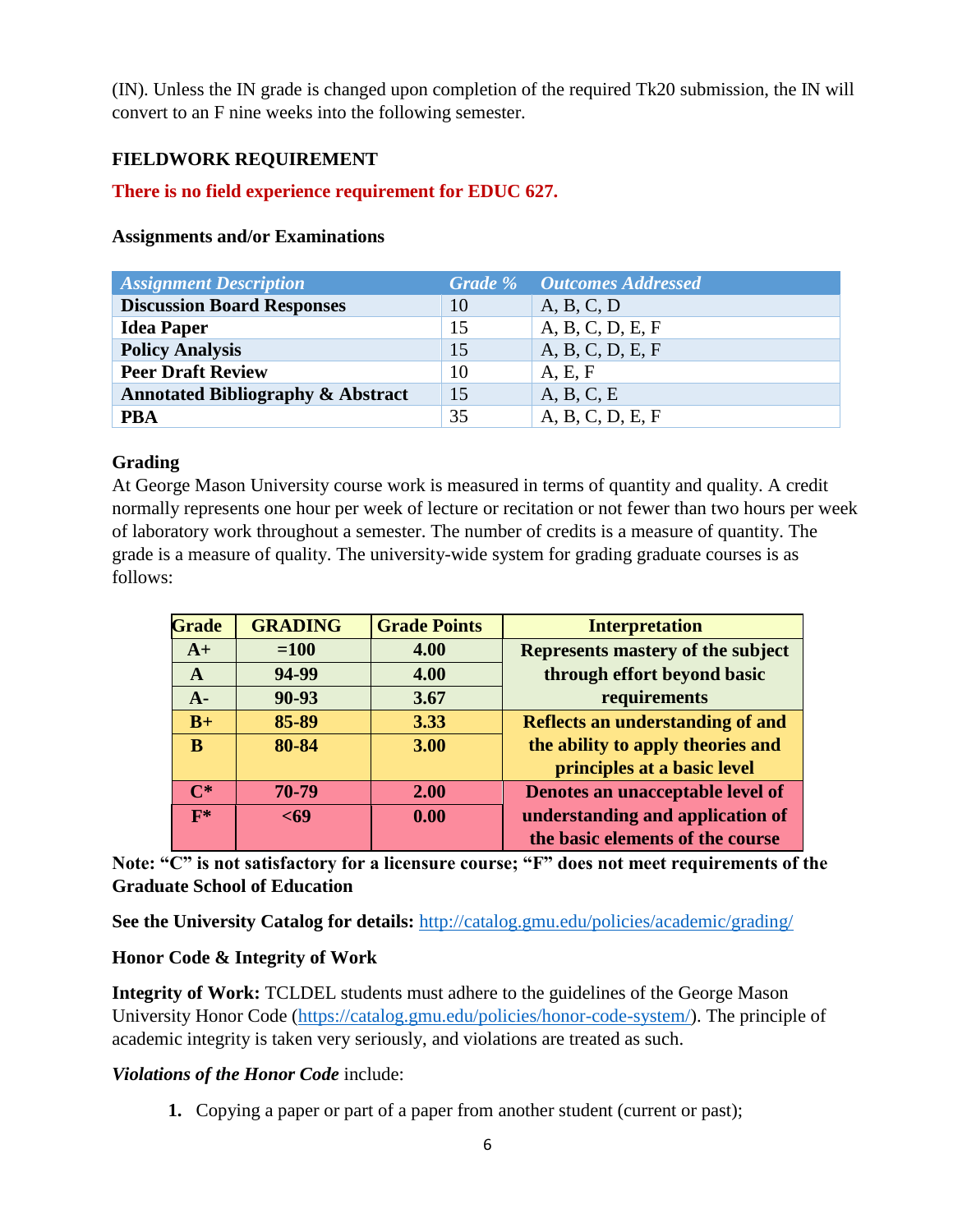(IN). Unless the IN grade is changed upon completion of the required Tk20 submission, the IN will convert to an F nine weeks into the following semester.

**FIELDWORK REQUIREMENT**

**There is no field experience requirement for EDUC 627.**

**Assignments and/or Examinations**

| *Assignment Description* | *Grade %* | *Outcomes Addressed* |
|---|---|---|
| **Discussion Board Responses** | 10 | A, B, C, D |
| **Idea Paper** | 15 | A, B, C, D, E, F |
| **Policy Analysis** | 15 | A, B, C, D, E, F |
| **Peer Draft Review** | 10 | A, E, F |
| **Annotated Bibliography & Abstract** | 15 | A, B, C, E |
| **PBA** | 35 | A, B, C, D, E, F |

**Grading**

At George Mason University course work is measured in terms of quantity and quality. A credit normally represents one hour per week of lecture or recitation or not fewer than two hours per week of laboratory work throughout a semester. The number of credits is a measure of quantity. The grade is a measure of quality. The university-wide system for grading graduate courses is as follows:

| Grade | GRADING | Grade Points | Interpretation |
|---|---|---|---|
| A+ | =100 | 4.00 | Represents mastery of the subject through effort beyond basic requirements |
| A | 94-99 | 4.00 | |
| A- | 90-93 | 3.67 | |
| B+ | 85-89 | 3.33 | Reflects an understanding of and the ability to apply theories and principles at a basic level |
| B | 80-84 | 3.00 | |
| C* | 70-79 | 2.00 | Denotes an unacceptable level of understanding and application of the basic elements of the course |
| F* | <69 | 0.00 | |

**Note: "C" is not satisfactory for a licensure course; "F" does not meet requirements of the Graduate School of Education**

**See the University Catalog for details:** http://catalog.gmu.edu/policies/academic/grading/

**Honor Code & Integrity of Work**

**Integrity of Work:** TCLDEL students must adhere to the guidelines of the George Mason University Honor Code (https://catalog.gmu.edu/policies/honor-code-system/). The principle of academic integrity is taken very seriously, and violations are treated as such.

***Violations of the Honor Code*** include:

1. Copying a paper or part of a paper from another student (current or past);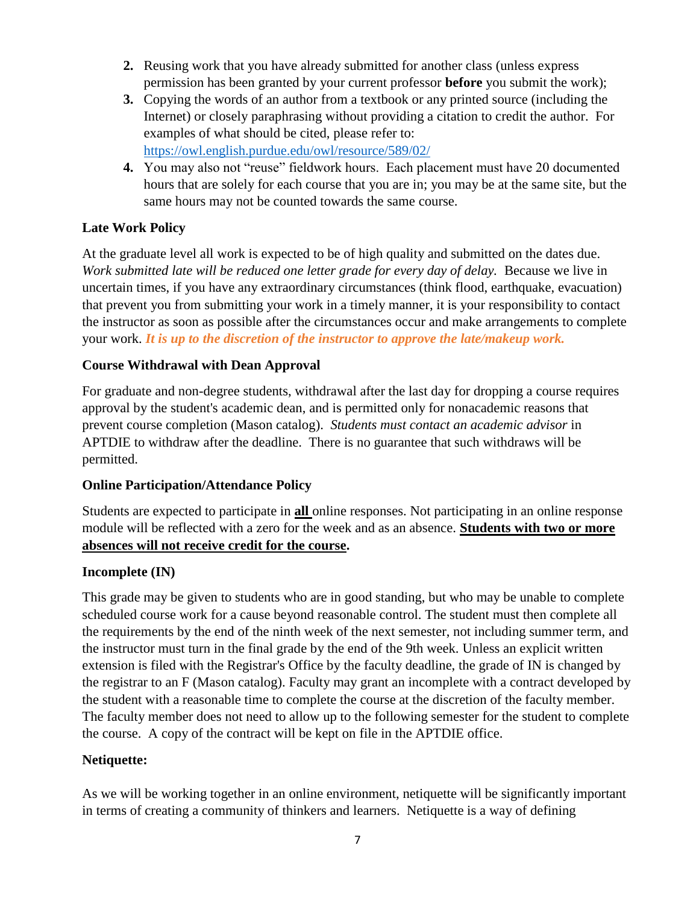2. Reusing work that you have already submitted for another class (unless express permission has been granted by your current professor **before** you submit the work);
3. Copying the words of an author from a textbook or any printed source (including the Internet) or closely paraphrasing without providing a citation to credit the author. For examples of what should be cited, please refer to: https://owl.english.purdue.edu/owl/resource/589/02/
4. You may also not "reuse" fieldwork hours. Each placement must have 20 documented hours that are solely for each course that you are in; you may be at the same site, but the same hours may not be counted towards the same course.

**Late Work Policy**

At the graduate level all work is expected to be of high quality and submitted on the dates due. *Work submitted late will be reduced one letter grade for every day of delay.* Because we live in uncertain times, if you have any extraordinary circumstances (think flood, earthquake, evacuation) that prevent you from submitting your work in a timely manner, it is your responsibility to contact the instructor as soon as possible after the circumstances occur and make arrangements to complete your work. ***It is up to the discretion of the instructor to approve the late/makeup work.***

**Course Withdrawal with Dean Approval**

For graduate and non-degree students, withdrawal after the last day for dropping a course requires approval by the student's academic dean, and is permitted only for nonacademic reasons that prevent course completion (Mason catalog). *Students must contact an academic advisor* in APTDIE to withdraw after the deadline. There is no guarantee that such withdraws will be permitted.

**Online Participation/Attendance Policy**

Students are expected to participate in **all** online responses. Not participating in an online response module will be reflected with a zero for the week and as an absence. **Students with two or more absences will not receive credit for the course.**

**Incomplete (IN)**

This grade may be given to students who are in good standing, but who may be unable to complete scheduled course work for a cause beyond reasonable control. The student must then complete all the requirements by the end of the ninth week of the next semester, not including summer term, and the instructor must turn in the final grade by the end of the 9th week. Unless an explicit written extension is filed with the Registrar's Office by the faculty deadline, the grade of IN is changed by the registrar to an F (Mason catalog). Faculty may grant an incomplete with a contract developed by the student with a reasonable time to complete the course at the discretion of the faculty member. The faculty member does not need to allow up to the following semester for the student to complete the course. A copy of the contract will be kept on file in the APTDIE office.

**Netiquette:**

As we will be working together in an online environment, netiquette will be significantly important in terms of creating a community of thinkers and learners. Netiquette is a way of defining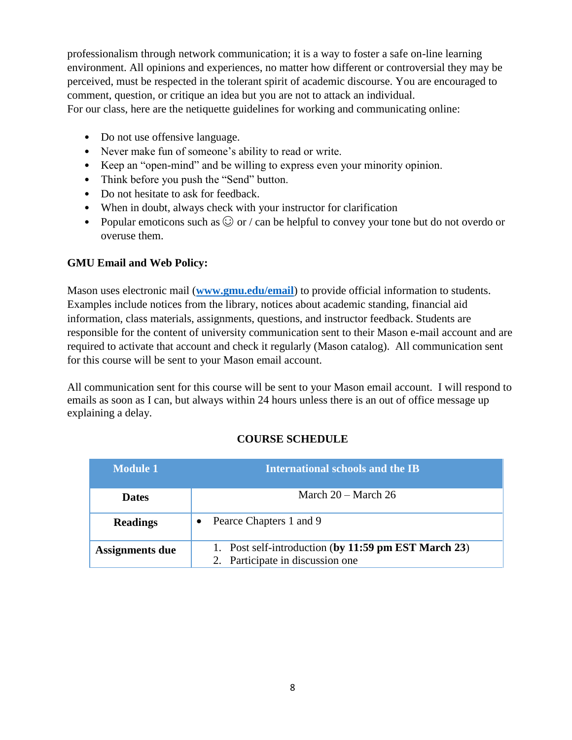professionalism through network communication; it is a way to foster a safe on-line learning environment. All opinions and experiences, no matter how different or controversial they may be perceived, must be respected in the tolerant spirit of academic discourse. You are encouraged to comment, question, or critique an idea but you are not to attack an individual.
For our class, here are the netiquette guidelines for working and communicating online:

- Do not use offensive language.
- Never make fun of someone's ability to read or write.
- Keep an "open-mind" and be willing to express even your minority opinion.
- Think before you push the "Send" button.
- Do not hesitate to ask for feedback.
- When in doubt, always check with your instructor for clarification
- Popular emoticons such as ☺ or / can be helpful to convey your tone but do not overdo or overuse them.

**GMU Email and Web Policy:**

Mason uses electronic mail (**[www.gmu.edu/email](www.gmu.edu/email)**) to provide official information to students. Examples include notices from the library, notices about academic standing, financial aid information, class materials, assignments, questions, and instructor feedback. Students are responsible for the content of university communication sent to their Mason e-mail account and are required to activate that account and check it regularly (Mason catalog). All communication sent for this course will be sent to your Mason email account.

All communication sent for this course will be sent to your Mason email account. I will respond to emails as soon as I can, but always within 24 hours unless there is an out of office message up explaining a delay.

## COURSE SCHEDULE

| Module 1 | International schools and the IB |
|---|---|
| **Dates** | March 20 – March 26 |
| **Readings** | • Pearce Chapters 1 and 9 |
| **Assignments due** | 1. Post self-introduction (**by 11:59 pm EST March 23**)<br>2. Participate in discussion one |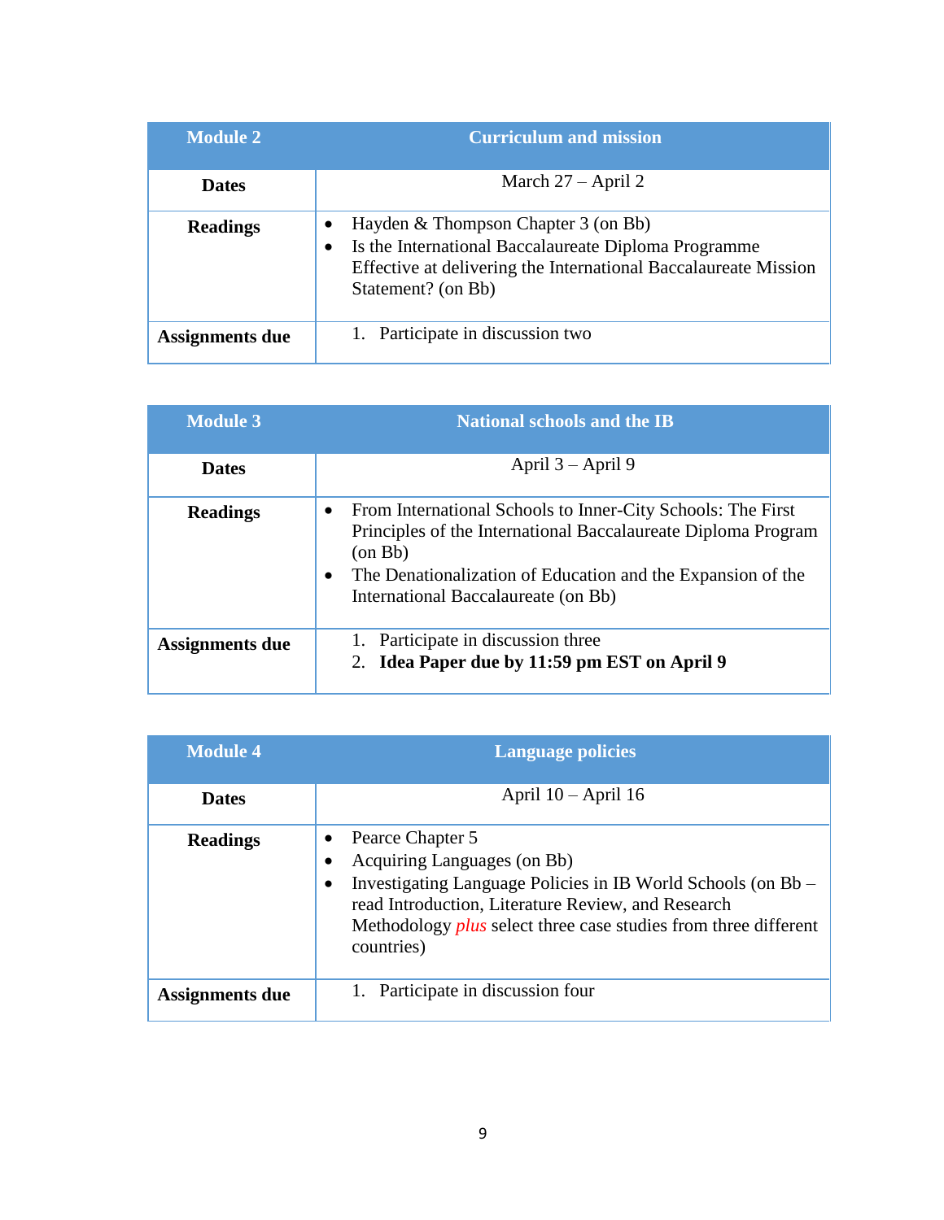| Module 2 | Curriculum and mission |
|---|---|
| **Dates** | March 27 – April 2 |
| **Readings** | • Hayden & Thompson Chapter 3 (on Bb)<br>• Is the International Baccalaureate Diploma Programme Effective at delivering the International Baccalaureate Mission Statement? (on Bb) |
| **Assignments due** | 1. Participate in discussion two |

| Module 3 | National schools and the IB |
|---|---|
| **Dates** | April 3 – April 9 |
| **Readings** | • From International Schools to Inner-City Schools: The First Principles of the International Baccalaureate Diploma Program (on Bb)<br>• The Denationalization of Education and the Expansion of the International Baccalaureate (on Bb) |
| **Assignments due** | 1. Participate in discussion three<br>2. **Idea Paper due by 11:59 pm EST on April 9** |

| Module 4 | Language policies |
|---|---|
| **Dates** | April 10 – April 16 |
| **Readings** | • Pearce Chapter 5<br>• Acquiring Languages (on Bb)<br>• Investigating Language Policies in IB World Schools (on Bb – read Introduction, Literature Review, and Research Methodology *plus* select three case studies from three different countries) |
| **Assignments due** | 1. Participate in discussion four |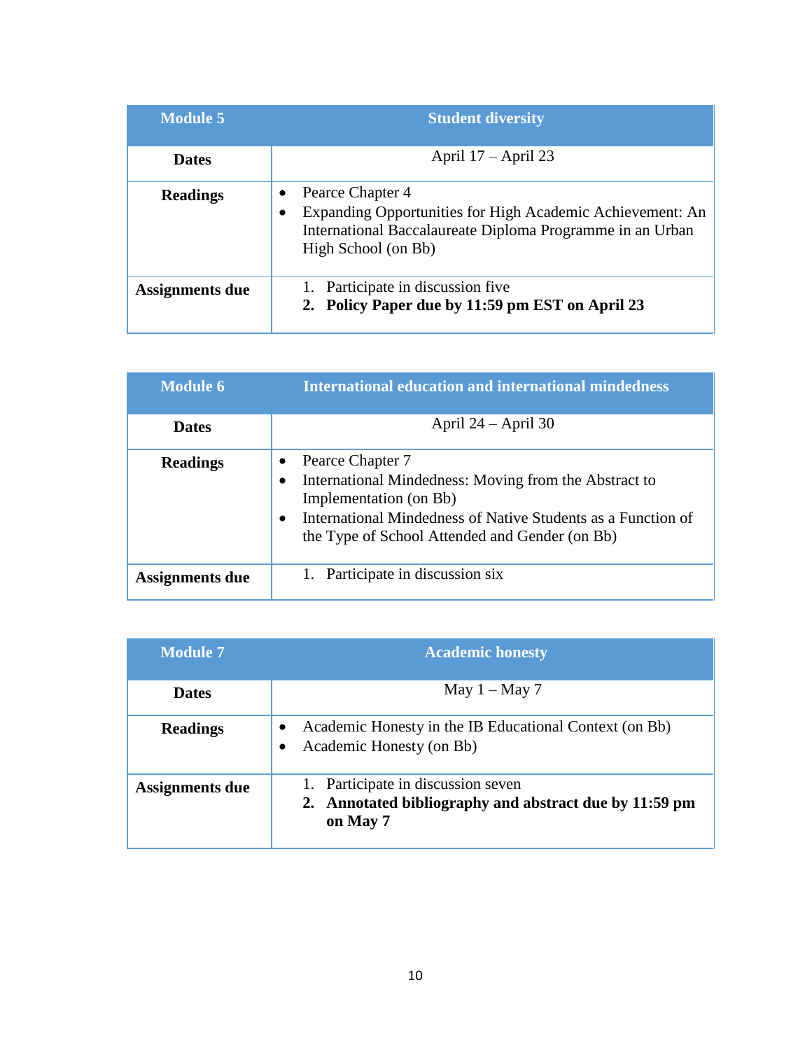| Module 5 | Student diversity |
|---|---|
| **Dates** | April 17 – April 23 |
| **Readings** | • Pearce Chapter 4<br>• Expanding Opportunities for High Academic Achievement: An International Baccalaureate Diploma Programme in an Urban High School (on Bb) |
| **Assignments due** | 1. Participate in discussion five<br>**2. Policy Paper due by 11:59 pm EST on April 23** |

| Module 6 | International education and international mindedness |
|---|---|
| **Dates** | April 24 – April 30 |
| **Readings** | • Pearce Chapter 7<br>• International Mindedness: Moving from the Abstract to Implementation (on Bb)<br>• International Mindedness of Native Students as a Function of the Type of School Attended and Gender (on Bb) |
| **Assignments due** | 1. Participate in discussion six |

| Module 7 | Academic honesty |
|---|---|
| **Dates** | May 1 – May 7 |
| **Readings** | • Academic Honesty in the IB Educational Context (on Bb)<br>• Academic Honesty (on Bb) |
| **Assignments due** | 1. Participate in discussion seven<br>**2. Annotated bibliography and abstract due by 11:59 pm on May 7** |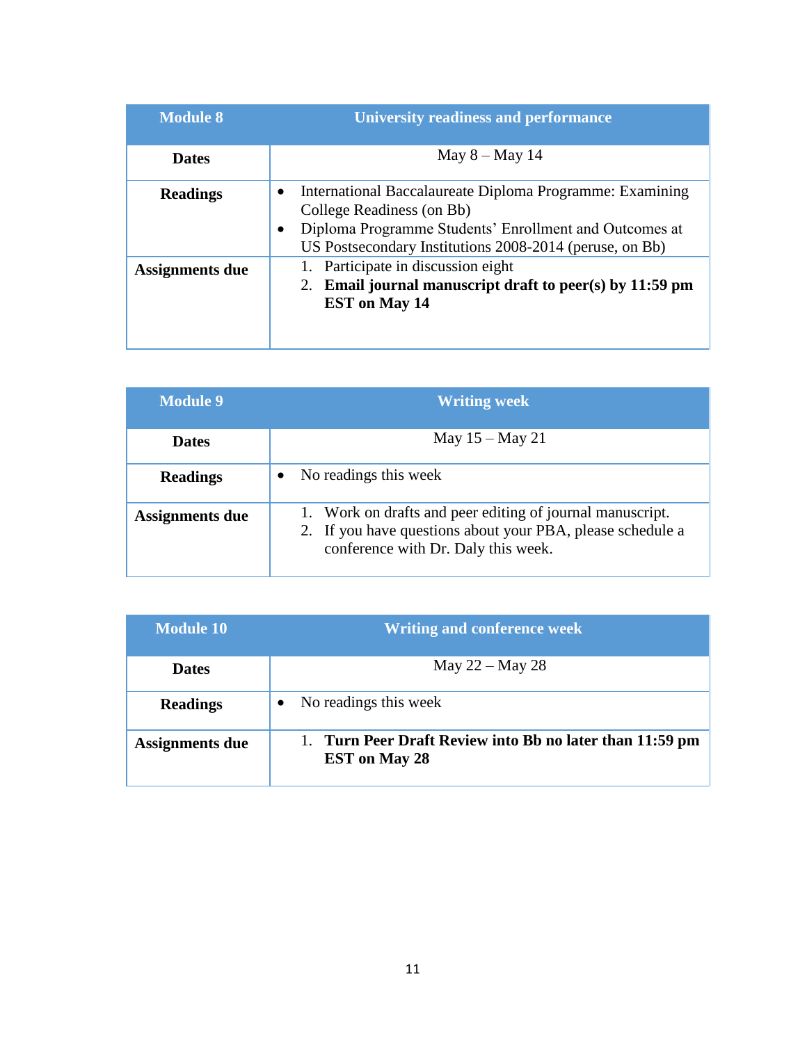| Module 8 | University readiness and performance |
|---|---|
| **Dates** | May 8 – May 14 |
| **Readings** | • International Baccalaureate Diploma Programme: Examining College Readiness (on Bb)<br>• Diploma Programme Students' Enrollment and Outcomes at US Postsecondary Institutions 2008-2014 (peruse, on Bb) |
| **Assignments due** | 1. Participate in discussion eight<br>2. **Email journal manuscript draft to peer(s) by 11:59 pm EST on May 14** |

| Module 9 | Writing week |
|---|---|
| **Dates** | May 15 – May 21 |
| **Readings** | • No readings this week |
| **Assignments due** | 1. Work on drafts and peer editing of journal manuscript.<br>2. If you have questions about your PBA, please schedule a conference with Dr. Daly this week. |

| Module 10 | Writing and conference week |
|---|---|
| **Dates** | May 22 – May 28 |
| **Readings** | • No readings this week |
| **Assignments due** | 1. **Turn Peer Draft Review into Bb no later than 11:59 pm EST on May 28** |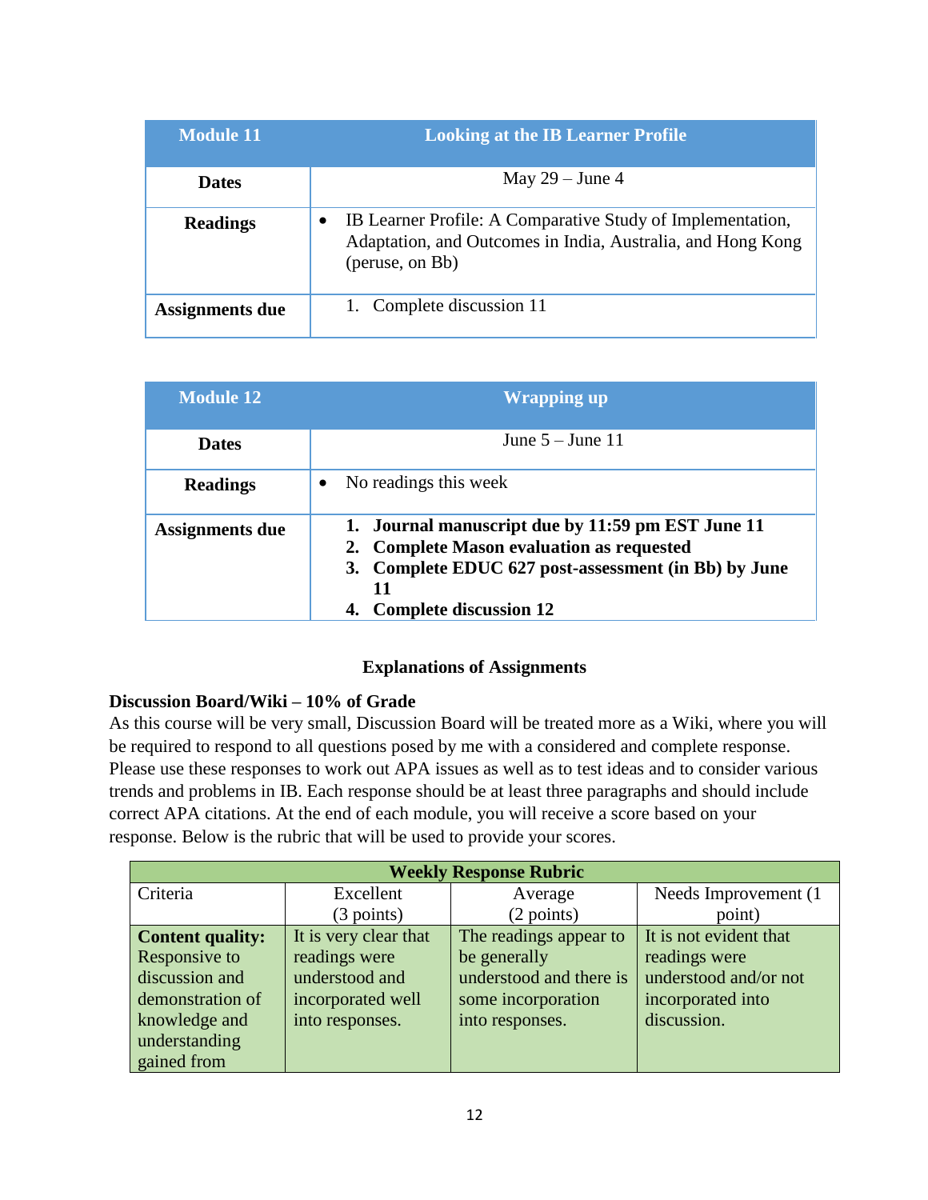| Module 11 | Looking at the IB Learner Profile |
|---|---|
| **Dates** | May 29 – June 4 |
| **Readings** | • IB Learner Profile: A Comparative Study of Implementation, Adaptation, and Outcomes in India, Australia, and Hong Kong (peruse, on Bb) |
| **Assignments due** | 1. Complete discussion 11 |

| Module 12 | Wrapping up |
|---|---|
| **Dates** | June 5 – June 11 |
| **Readings** | • No readings this week |
| **Assignments due** | **1. Journal manuscript due by 11:59 pm EST June 11**<br>**2. Complete Mason evaluation as requested**<br>**3. Complete EDUC 627 post-assessment (in Bb) by June 11**<br>**4. Complete discussion 12** |

### Explanations of Assignments

**Discussion Board/Wiki – 10% of Grade**

As this course will be very small, Discussion Board will be treated more as a Wiki, where you will be required to respond to all questions posed by me with a considered and complete response. Please use these responses to work out APA issues as well as to test ideas and to consider various trends and problems in IB. Each response should be at least three paragraphs and should include correct APA citations. At the end of each module, you will receive a score based on your response. Below is the rubric that will be used to provide your scores.

| **Weekly Response Rubric** | | | |
|---|---|---|---|
| Criteria | Excellent (3 points) | Average (2 points) | Needs Improvement (1 point) |
| **Content quality:** Responsive to discussion and demonstration of knowledge and understanding gained from | It is very clear that readings were understood and incorporated well into responses. | The readings appear to be generally understood and there is some incorporation into responses. | It is not evident that readings were understood and/or not incorporated into discussion. |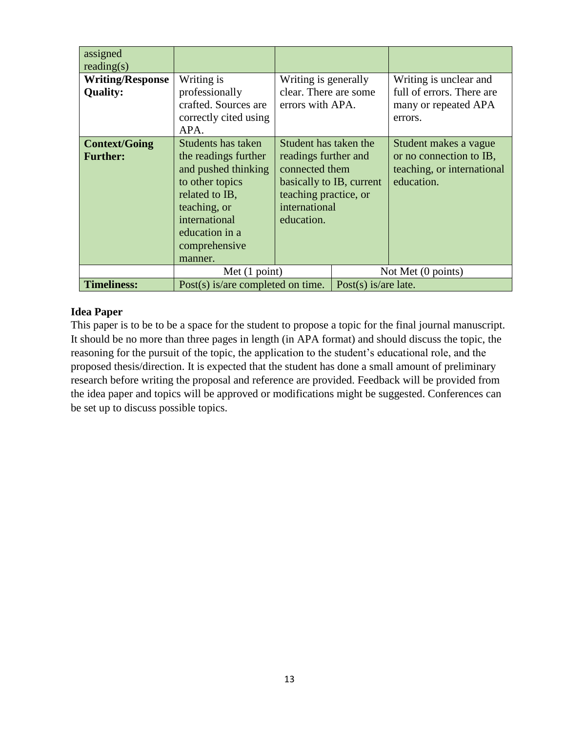| assigned reading(s) | | | |
|---|---|---|---|
| **Writing/Response Quality:** | Writing is professionally crafted. Sources are correctly cited using APA. | Writing is generally clear. There are some errors with APA. | Writing is unclear and full of errors. There are many or repeated APA errors. |
| **Context/Going Further:** | Students has taken the readings further and pushed thinking to other topics related to IB, teaching, or international education in a comprehensive manner. | Student has taken the readings further and connected them basically to IB, current teaching practice, or international education. | Student makes a vague or no connection to IB, teaching, or international education. |
| | Met (1 point) | Not Met (0 points) | |
| **Timeliness:** | Post(s) is/are completed on time. | Post(s) is/are late. | |

**Idea Paper**

This paper is to be to be a space for the student to propose a topic for the final journal manuscript. It should be no more than three pages in length (in APA format) and should discuss the topic, the reasoning for the pursuit of the topic, the application to the student's educational role, and the proposed thesis/direction. It is expected that the student has done a small amount of preliminary research before writing the proposal and reference are provided. Feedback will be provided from the idea paper and topics will be approved or modifications might be suggested. Conferences can be set up to discuss possible topics.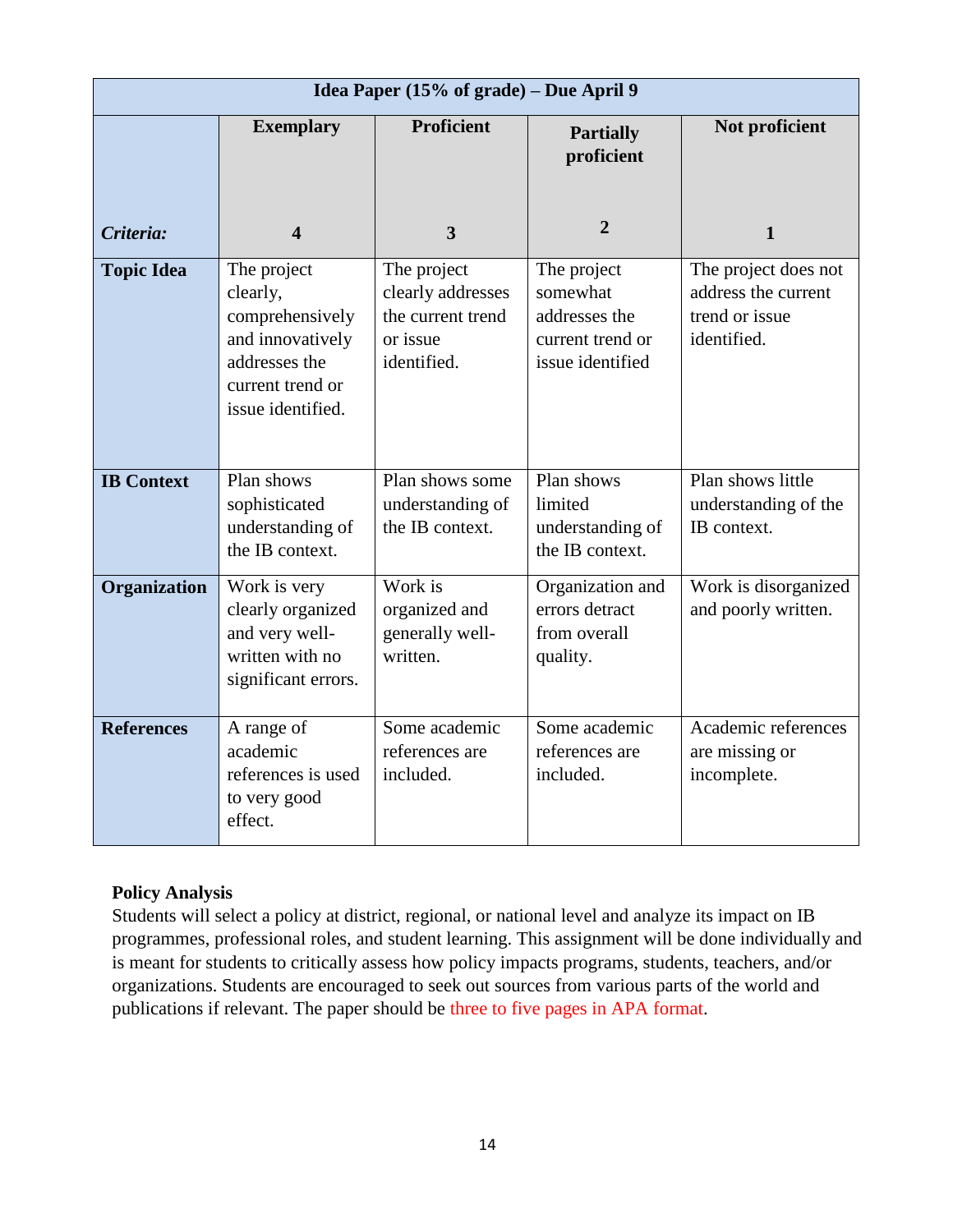| Idea Paper (15% of grade) – Due April 9 | | | | |
|---|---|---|---|---|
| | **Exemplary** | **Proficient** | **Partially proficient** | **Not proficient** |
| ***Criteria:*** | **4** | **3** | **2** | **1** |
| **Topic Idea** | The project clearly, comprehensively and innovatively addresses the current trend or issue identified. | The project clearly addresses the current trend or issue identified. | The project somewhat addresses the current trend or issue identified | The project does not address the current trend or issue identified. |
| **IB Context** | Plan shows sophisticated understanding of the IB context. | Plan shows some understanding of the IB context. | Plan shows limited understanding of the IB context. | Plan shows little understanding of the IB context. |
| **Organization** | Work is very clearly organized and very well-written with no significant errors. | Work is organized and generally well-written. | Organization and errors detract from overall quality. | Work is disorganized and poorly written. |
| **References** | A range of academic references is used to very good effect. | Some academic references are included. | Some academic references are included. | Academic references are missing or incomplete. |

**Policy Analysis**
Students will select a policy at district, regional, or national level and analyze its impact on IB programmes, professional roles, and student learning. This assignment will be done individually and is meant for students to critically assess how policy impacts programs, students, teachers, and/or organizations. Students are encouraged to seek out sources from various parts of the world and publications if relevant. The paper should be three to five pages in APA format.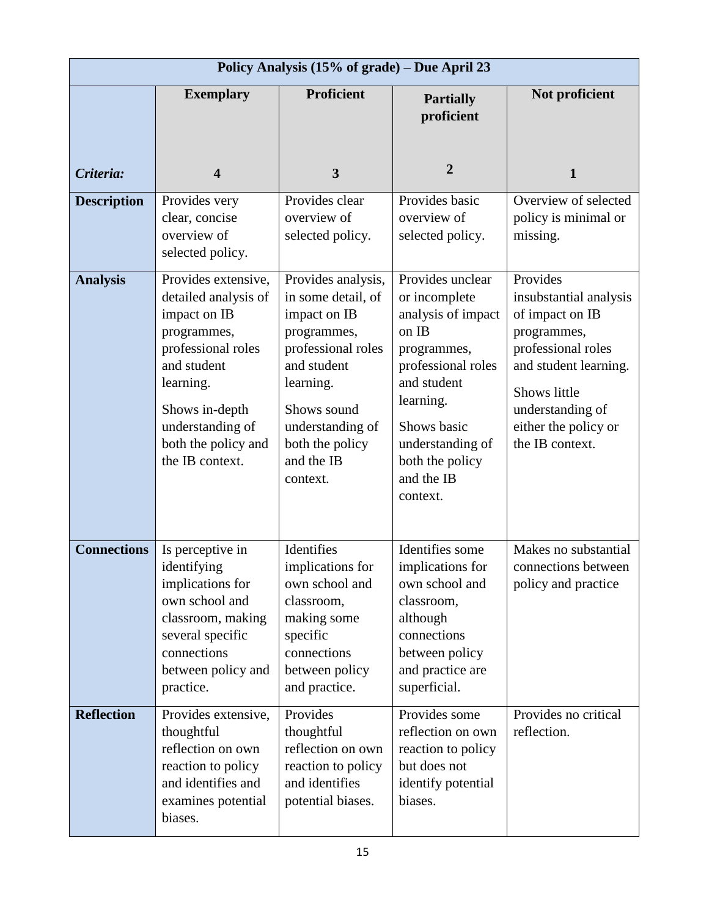| Policy Analysis (15% of grade) – Due April 23 | | | | |
|---|---|---|---|---|
| | **Exemplary** | **Proficient** | **Partially proficient** | **Not proficient** |
| ***Criteria:*** | **4** | **3** | **2** | **1** |
| **Description** | Provides very clear, concise overview of selected policy. | Provides clear overview of selected policy. | Provides basic overview of selected policy. | Overview of selected policy is minimal or missing. |
| **Analysis** | Provides extensive, detailed analysis of impact on IB programmes, professional roles and student learning. Shows in-depth understanding of both the policy and the IB context. | Provides analysis, in some detail, of impact on IB programmes, professional roles and student learning. Shows sound understanding of both the policy and the IB context. | Provides unclear or incomplete analysis of impact on IB programmes, professional roles and student learning. Shows basic understanding of both the policy and the IB context. | Provides insubstantial analysis of impact on IB programmes, professional roles and student learning. Shows little understanding of either the policy or the IB context. |
| **Connections** | Is perceptive in identifying implications for own school and classroom, making several specific connections between policy and practice. | Identifies implications for own school and classroom, making some specific connections between policy and practice. | Identifies some implications for own school and classroom, although connections between policy and practice are superficial. | Makes no substantial connections between policy and practice |
| **Reflection** | Provides extensive, thoughtful reflection on own reaction to policy and identifies and examines potential biases. | Provides thoughtful reflection on own reaction to policy and identifies potential biases. | Provides some reflection on own reaction to policy but does not identify potential biases. | Provides no critical reflection. |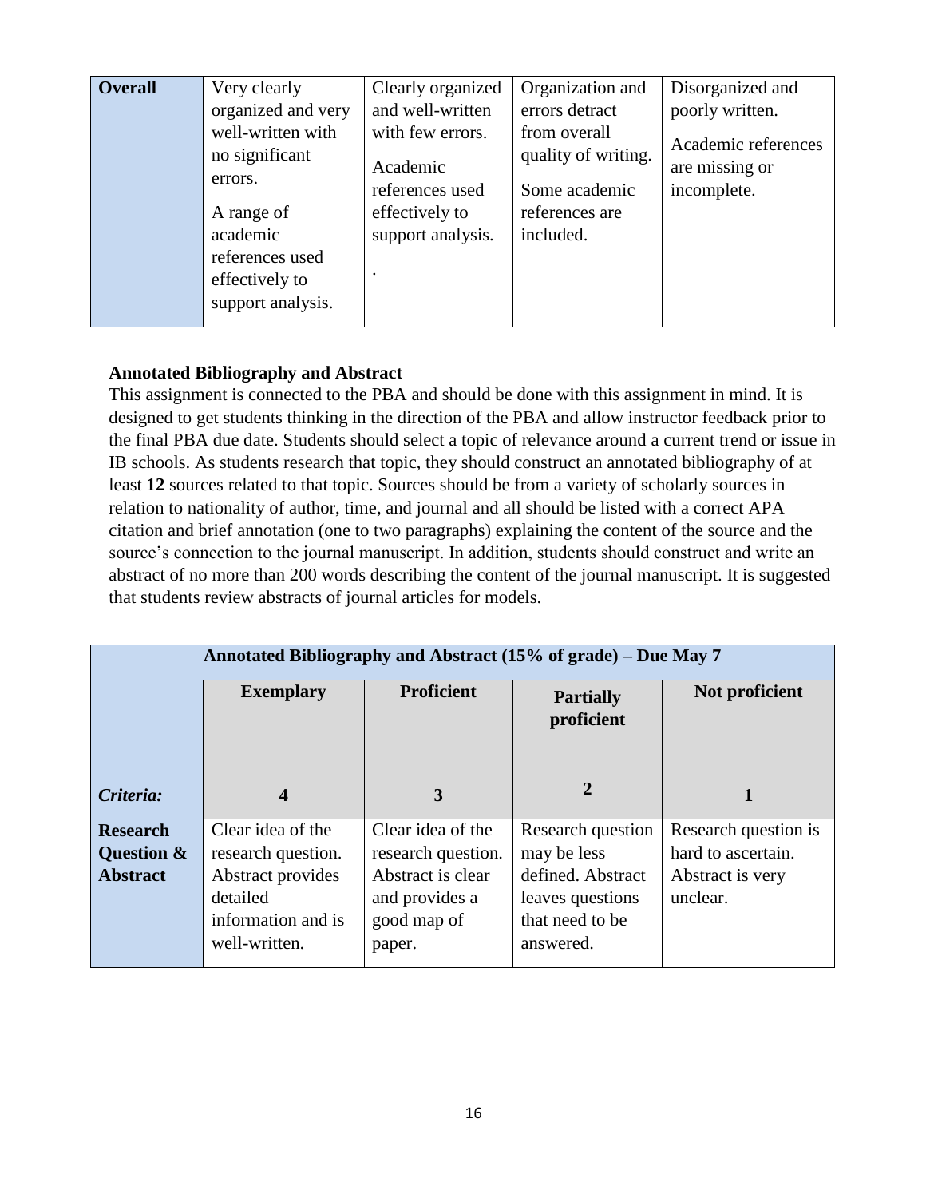| **Overall** | Very clearly organized and very well-written with no significant errors.<br><br>A range of academic references used effectively to support analysis. | Clearly organized and well-written with few errors.<br><br>Academic references used effectively to support analysis.<br><br>. | Organization and errors detract from overall quality of writing.<br><br>Some academic references are included. | Disorganized and poorly written.<br><br>Academic references are missing or incomplete. |
|---|---|---|---|---|

**Annotated Bibliography and Abstract**

This assignment is connected to the PBA and should be done with this assignment in mind. It is designed to get students thinking in the direction of the PBA and allow instructor feedback prior to the final PBA due date. Students should select a topic of relevance around a current trend or issue in IB schools. As students research that topic, they should construct an annotated bibliography of at least **12** sources related to that topic. Sources should be from a variety of scholarly sources in relation to nationality of author, time, and journal and all should be listed with a correct APA citation and brief annotation (one to two paragraphs) explaining the content of the source and the source's connection to the journal manuscript. In addition, students should construct and write an abstract of no more than 200 words describing the content of the journal manuscript. It is suggested that students review abstracts of journal articles for models.

| **Annotated Bibliography and Abstract (15% of grade) – Due May 7** | | | | |
|---|---|---|---|---|
| | **Exemplary** | **Proficient** | **Partially proficient** | **Not proficient** |
| ***Criteria:*** | **4** | **3** | **2** | **1** |
| **Research Question & Abstract** | Clear idea of the research question. Abstract provides detailed information and is well-written. | Clear idea of the research question. Abstract is clear and provides a good map of paper. | Research question may be less defined. Abstract leaves questions that need to be answered. | Research question is hard to ascertain. Abstract is very unclear. |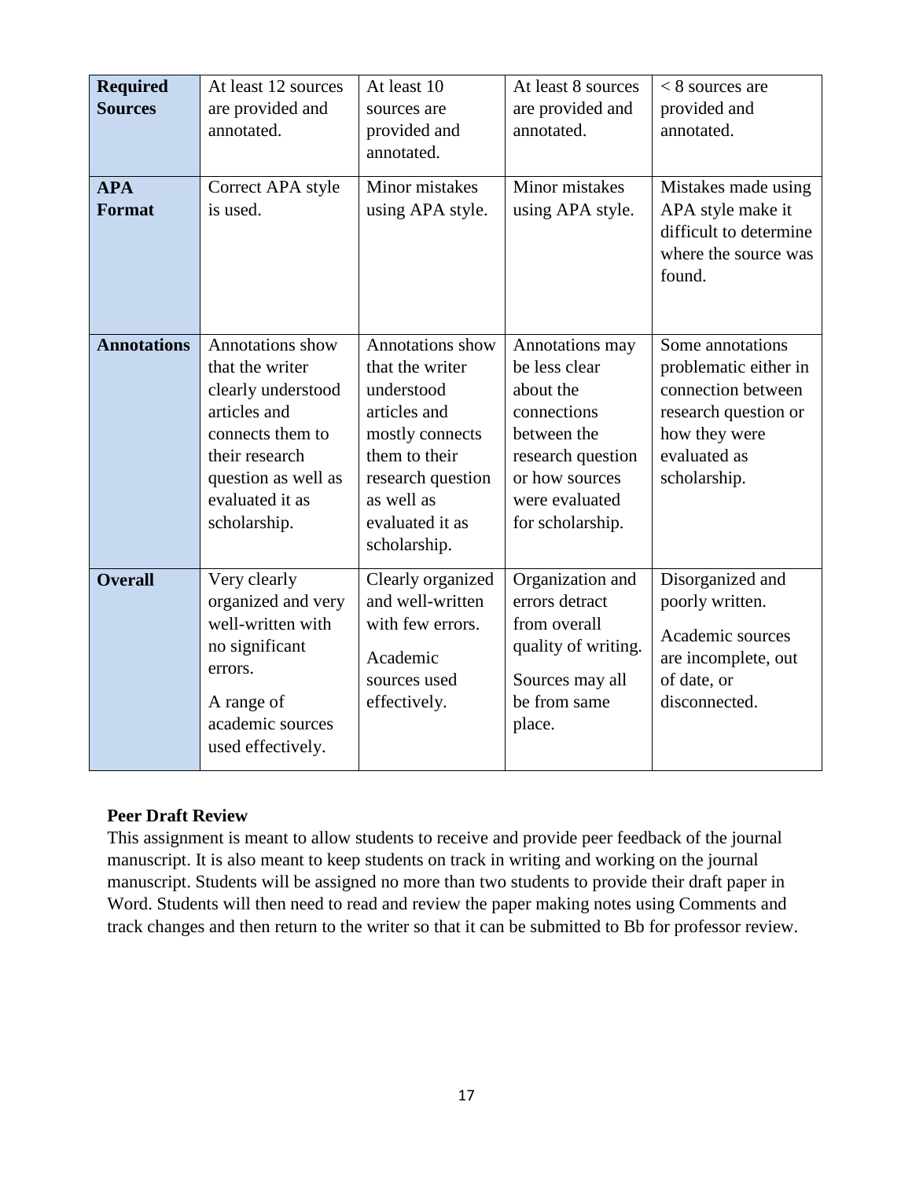| **Required Sources** | At least 12 sources are provided and annotated. | At least 10 sources are provided and annotated. | At least 8 sources are provided and annotated. | < 8 sources are provided and annotated. |
|---|---|---|---|---|
| **APA Format** | Correct APA style is used. | Minor mistakes using APA style. | Minor mistakes using APA style. | Mistakes made using APA style make it difficult to determine where the source was found. |
| **Annotations** | Annotations show that the writer clearly understood articles and connects them to their research question as well as evaluated it as scholarship. | Annotations show that the writer understood articles and mostly connects them to their research question as well as evaluated it as scholarship. | Annotations may be less clear about the connections between the research question or how sources were evaluated for scholarship. | Some annotations problematic either in connection between research question or how they were evaluated as scholarship. |
| **Overall** | Very clearly organized and very well-written with no significant errors. A range of academic sources used effectively. | Clearly organized and well-written with few errors. Academic sources used effectively. | Organization and errors detract from overall quality of writing. Sources may all be from same place. | Disorganized and poorly written. Academic sources are incomplete, out of date, or disconnected. |

**Peer Draft Review**

This assignment is meant to allow students to receive and provide peer feedback of the journal manuscript. It is also meant to keep students on track in writing and working on the journal manuscript. Students will be assigned no more than two students to provide their draft paper in Word. Students will then need to read and review the paper making notes using Comments and track changes and then return to the writer so that it can be submitted to Bb for professor review.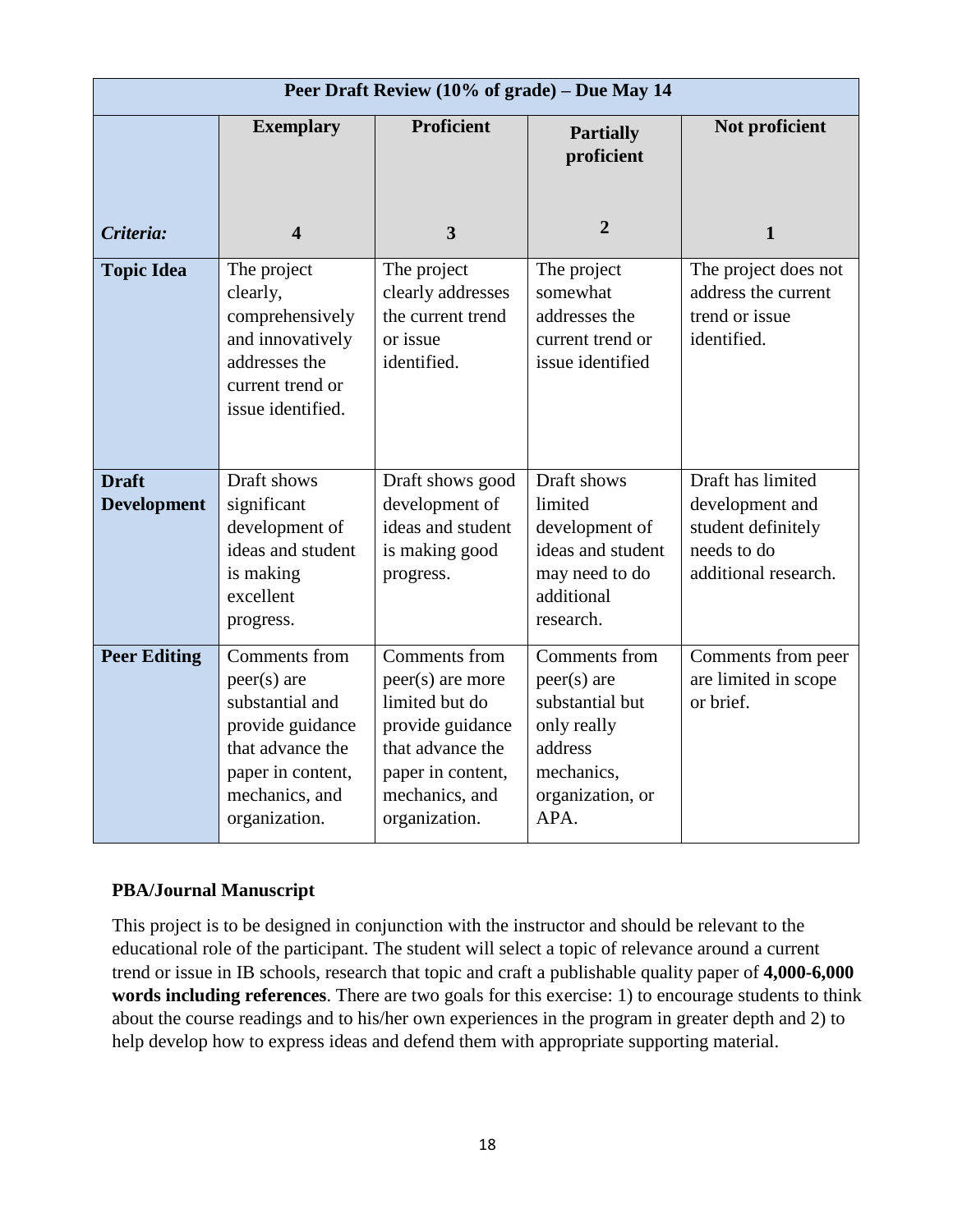| Peer Draft Review (10% of grade) – Due May 14 | | | | |
|---|---|---|---|---|
| ***Criteria:*** | **Exemplary**<br><br>**4** | **Proficient**<br><br>**3** | **Partially proficient**<br><br>**2** | **Not proficient**<br><br>**1** |
| **Topic Idea** | The project clearly, comprehensively and innovatively addresses the current trend or issue identified. | The project clearly addresses the current trend or issue identified. | The project somewhat addresses the current trend or issue identified | The project does not address the current trend or issue identified. |
| **Draft Development** | Draft shows significant development of ideas and student is making excellent progress. | Draft shows good development of ideas and student is making good progress. | Draft shows limited development of ideas and student may need to do additional research. | Draft has limited development and student definitely needs to do additional research. |
| **Peer Editing** | Comments from peer(s) are substantial and provide guidance that advance the paper in content, mechanics, and organization. | Comments from peer(s) are more limited but do provide guidance that advance the paper in content, mechanics, and organization. | Comments from peer(s) are substantial but only really address mechanics, organization, or APA. | Comments from peer are limited in scope or brief. |

**PBA/Journal Manuscript**

This project is to be designed in conjunction with the instructor and should be relevant to the educational role of the participant. The student will select a topic of relevance around a current trend or issue in IB schools, research that topic and craft a publishable quality paper of **4,000-6,000 words including references**. There are two goals for this exercise: 1) to encourage students to think about the course readings and to his/her own experiences in the program in greater depth and 2) to help develop how to express ideas and defend them with appropriate supporting material.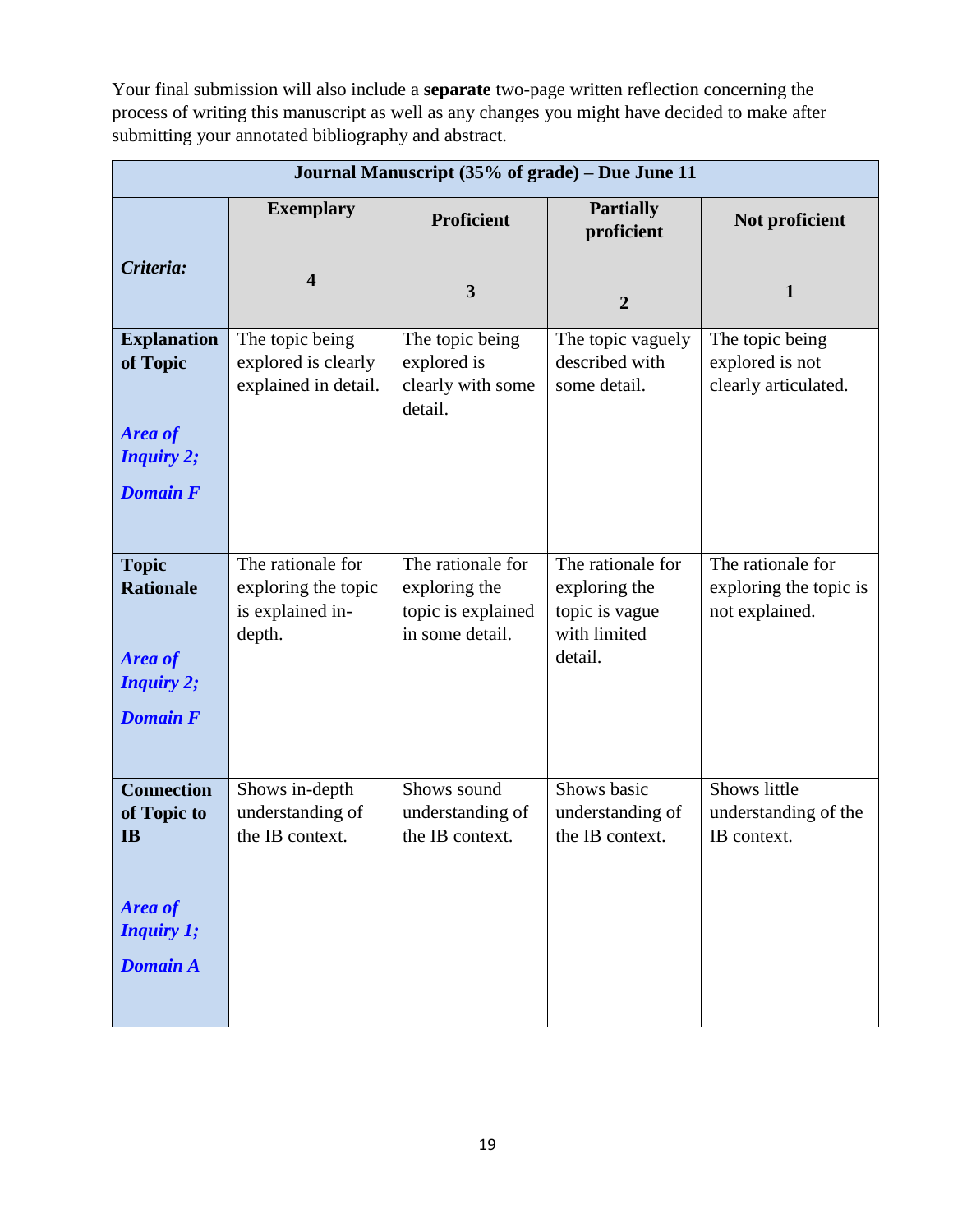Your final submission will also include a **separate** two-page written reflection concerning the process of writing this manuscript as well as any changes you might have decided to make after submitting your annotated bibliography and abstract.

| **Journal Manuscript (35% of grade) – Due June 11** | | | | |
|---|---|---|---|---|
| ***Criteria:*** | **Exemplary** **4** | **Proficient** **3** | **Partially proficient** **2** | **Not proficient** **1** |
| **Explanation of Topic** ***Area of Inquiry 2;*** ***Domain F*** | The topic being explored is clearly explained in detail. | The topic being explored is clearly with some detail. | The topic vaguely described with some detail. | The topic being explored is not clearly articulated. |
| **Topic Rationale** ***Area of Inquiry 2;*** ***Domain F*** | The rationale for exploring the topic is explained in-depth. | The rationale for exploring the topic is explained in some detail. | The rationale for exploring the topic is vague with limited detail. | The rationale for exploring the topic is not explained. |
| **Connection of Topic to IB** ***Area of Inquiry 1;*** ***Domain A*** | Shows in-depth understanding of the IB context. | Shows sound understanding of the IB context. | Shows basic understanding of the IB context. | Shows little understanding of the IB context. |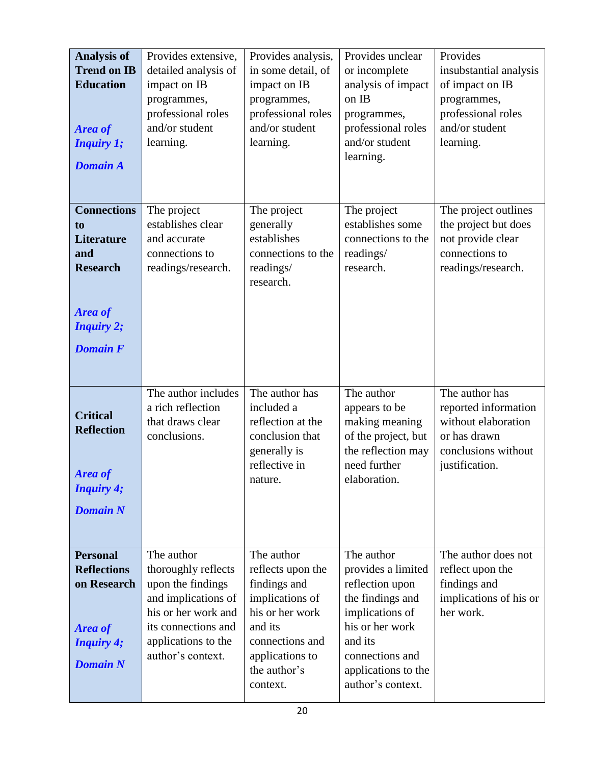| **Analysis of Trend on IB Education** *Area of Inquiry 1; Domain A* | Provides extensive, detailed analysis of impact on IB programmes, professional roles and/or student learning. | Provides analysis, in some detail, of impact on IB programmes, professional roles and/or student learning. | Provides unclear or incomplete analysis of impact on IB programmes, professional roles and/or student learning. | Provides insubstantial analysis of impact on IB programmes, professional roles and/or student learning. |
|---|---|---|---|---|
| **Connections to Literature and Research** *Area of Inquiry 2; Domain F* | The project establishes clear and accurate connections to readings/research. | The project generally establishes connections to the readings/ research. | The project establishes some connections to the readings/ research. | The project outlines the project but does not provide clear connections to readings/research. |
| **Critical Reflection** *Area of Inquiry 4; Domain N* | The author includes a rich reflection that draws clear conclusions. | The author has included a reflection at the conclusion that generally is reflective in nature. | The author appears to be making meaning of the project, but the reflection may need further elaboration. | The author has reported information without elaboration or has drawn conclusions without justification. |
| **Personal Reflections on Research** *Area of Inquiry 4; Domain N* | The author thoroughly reflects upon the findings and implications of his or her work and its connections and applications to the author's context. | The author reflects upon the findings and implications of his or her work and its connections and applications to the author's context. | The author provides a limited reflection upon the findings and implications of his or her work and its connections and applications to the author's context. | The author does not reflect upon the findings and implications of his or her work. |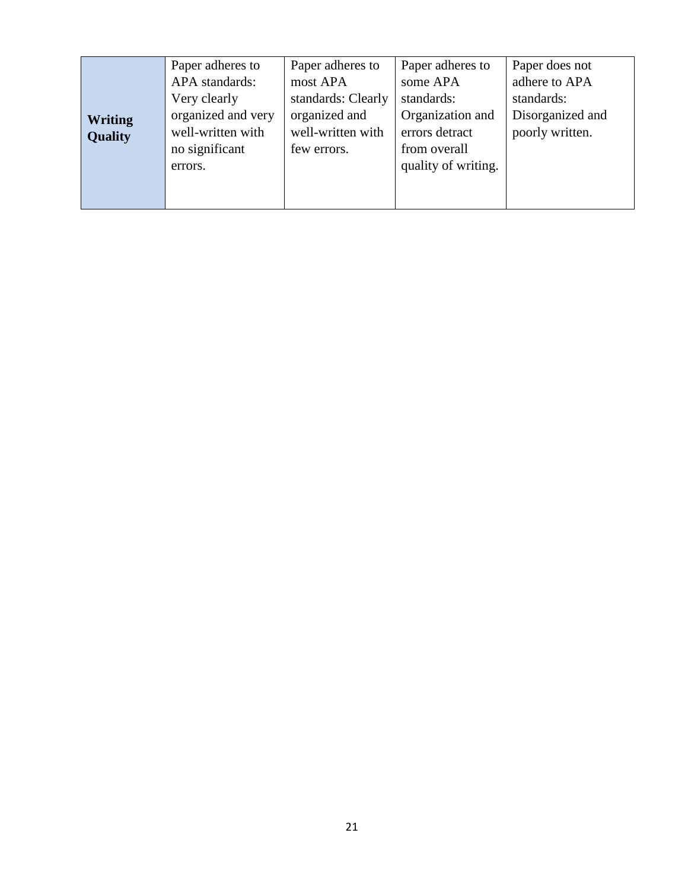| **Writing Quality** | Paper adheres to APA standards: Very clearly organized and very well-written with no significant errors. | Paper adheres to most APA standards: Clearly organized and well-written with few errors. | Paper adheres to some APA standards: Organization and errors detract from overall quality of writing. | Paper does not adhere to APA standards: Disorganized and poorly written. |
|---|---|---|---|---|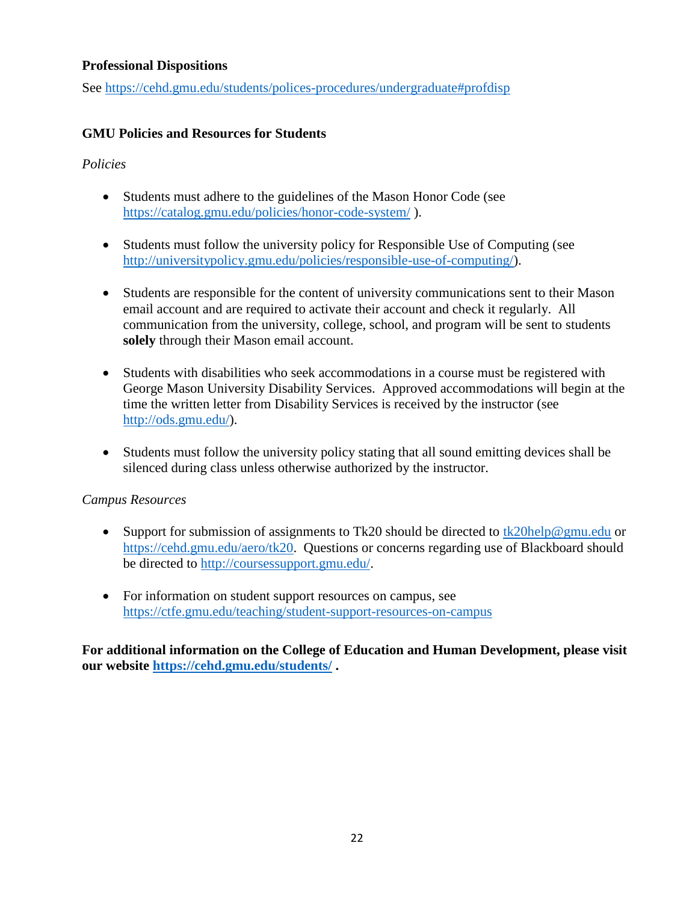### Professional Dispositions

See https://cehd.gmu.edu/students/polices-procedures/undergraduate#profdisp

### GMU Policies and Resources for Students

*Policies*

- Students must adhere to the guidelines of the Mason Honor Code (see https://catalog.gmu.edu/policies/honor-code-system/ ).

- Students must follow the university policy for Responsible Use of Computing (see http://universitypolicy.gmu.edu/policies/responsible-use-of-computing/).

- Students are responsible for the content of university communications sent to their Mason email account and are required to activate their account and check it regularly. All communication from the university, college, school, and program will be sent to students **solely** through their Mason email account.

- Students with disabilities who seek accommodations in a course must be registered with George Mason University Disability Services. Approved accommodations will begin at the time the written letter from Disability Services is received by the instructor (see http://ods.gmu.edu/).

- Students must follow the university policy stating that all sound emitting devices shall be silenced during class unless otherwise authorized by the instructor.

*Campus Resources*

- Support for submission of assignments to Tk20 should be directed to tk20help@gmu.edu or https://cehd.gmu.edu/aero/tk20. Questions or concerns regarding use of Blackboard should be directed to http://coursessupport.gmu.edu/.

- For information on student support resources on campus, see https://ctfe.gmu.edu/teaching/student-support-resources-on-campus

**For additional information on the College of Education and Human Development, please visit our website https://cehd.gmu.edu/students/ .**